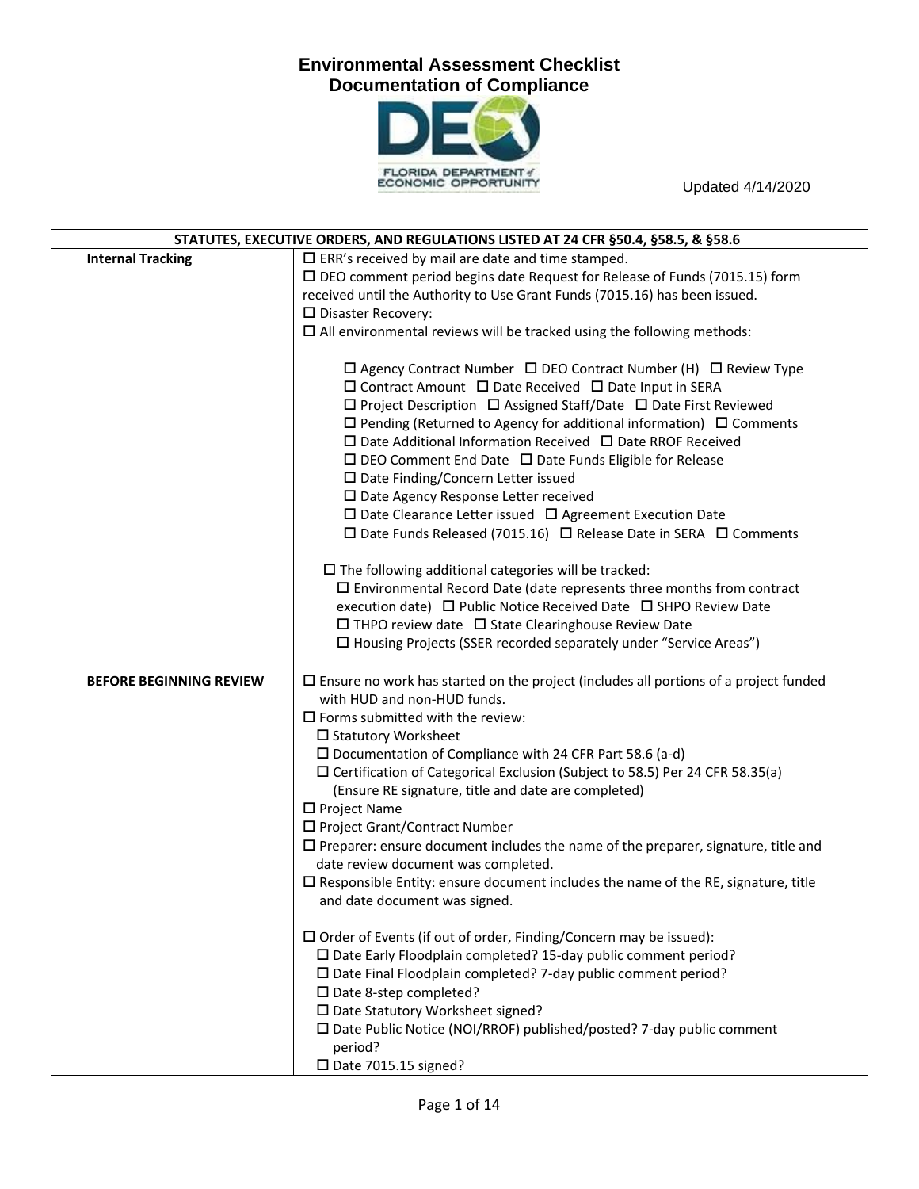# Environmental Assessment Checklist
# Documentation of Compliance

FLORIDA DEPARTMENT of ECONOMIC OPPORTUNITY

Updated 4/14/2020

| | STATUTES, EXECUTIVE ORDERS, AND REGULATIONS LISTED AT 24 CFR §50.4, §58.5, & §58.6 | | |
|---|---|---|---|
| | **Internal Tracking** | ☐ ERR's received by mail are date and time stamped.<br>☐ DEO comment period begins date Request for Release of Funds (7015.15) form received until the Authority to Use Grant Funds (7015.16) has been issued.<br>☐ Disaster Recovery:<br>☐ All environmental reviews will be tracked using the following methods:<br><br>☐ Agency Contract Number ☐ DEO Contract Number (H) ☐ Review Type<br>☐ Contract Amount ☐ Date Received ☐ Date Input in SERA<br>☐ Project Description ☐ Assigned Staff/Date ☐ Date First Reviewed<br>☐ Pending (Returned to Agency for additional information) ☐ Comments<br>☐ Date Additional Information Received ☐ Date RROF Received<br>☐ DEO Comment End Date ☐ Date Funds Eligible for Release<br>☐ Date Finding/Concern Letter issued<br>☐ Date Agency Response Letter received<br>☐ Date Clearance Letter issued ☐ Agreement Execution Date<br>☐ Date Funds Released (7015.16) ☐ Release Date in SERA ☐ Comments<br><br>☐ The following additional categories will be tracked:<br>☐ Environmental Record Date (date represents three months from contract execution date) ☐ Public Notice Received Date ☐ SHPO Review Date<br>☐ THPO review date ☐ State Clearinghouse Review Date<br>☐ Housing Projects (SSER recorded separately under "Service Areas") | |
| | **BEFORE BEGINNING REVIEW** | ☐ Ensure no work has started on the project (includes all portions of a project funded with HUD and non-HUD funds.<br>☐ Forms submitted with the review:<br>☐ Statutory Worksheet<br>☐ Documentation of Compliance with 24 CFR Part 58.6 (a-d)<br>☐ Certification of Categorical Exclusion (Subject to 58.5) Per 24 CFR 58.35(a) (Ensure RE signature, title and date are completed)<br>☐ Project Name<br>☐ Project Grant/Contract Number<br>☐ Preparer: ensure document includes the name of the preparer, signature, title and date review document was completed.<br>☐ Responsible Entity: ensure document includes the name of the RE, signature, title and date document was signed.<br><br>☐ Order of Events (if out of order, Finding/Concern may be issued):<br>☐ Date Early Floodplain completed? 15-day public comment period?<br>☐ Date Final Floodplain completed? 7-day public comment period?<br>☐ Date 8-step completed?<br>☐ Date Statutory Worksheet signed?<br>☐ Date Public Notice (NOI/RROF) published/posted? 7-day public comment period?<br>☐ Date 7015.15 signed? | |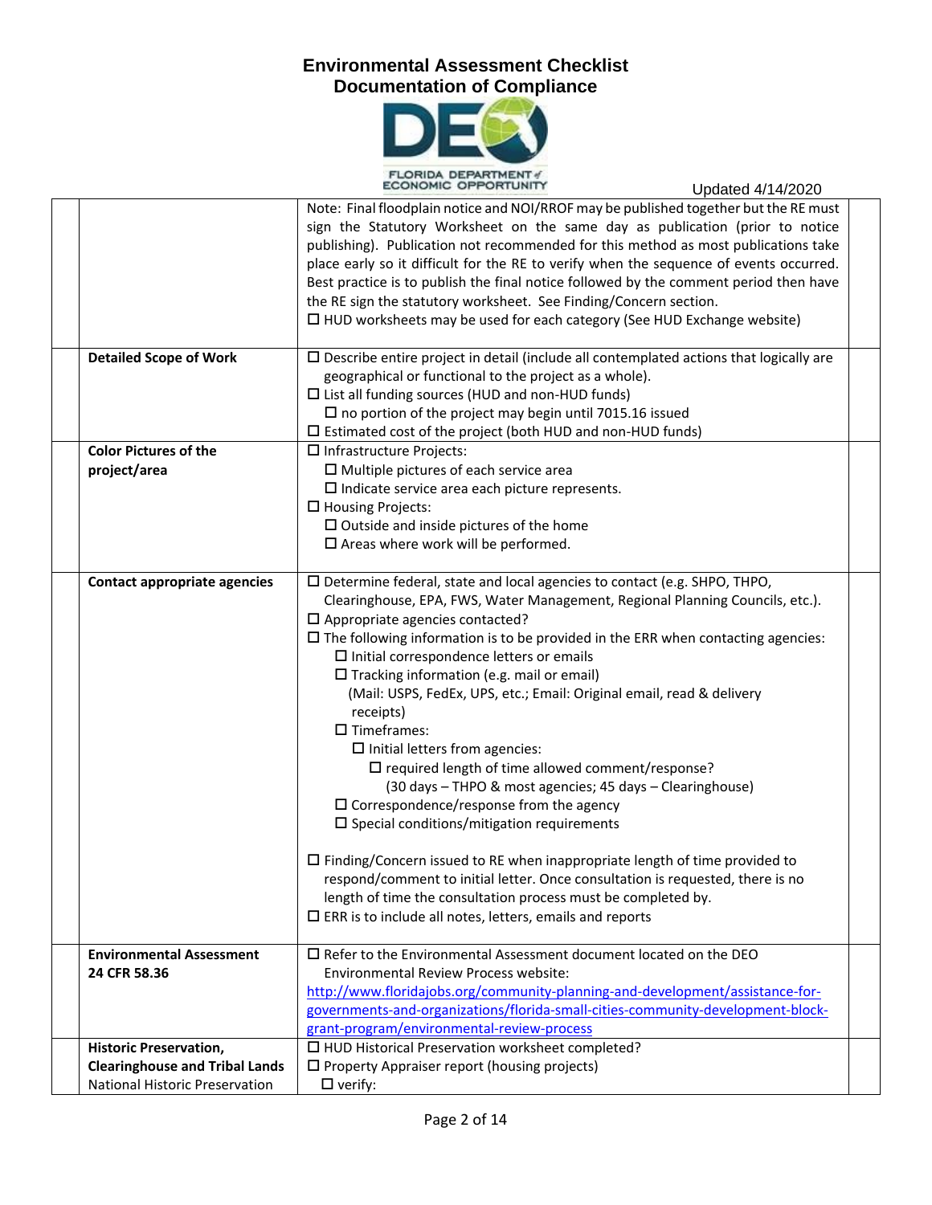| | | | |
|---|---|---|---|
| | | Note: Final floodplain notice and NOI/RROF may be published together but the RE must sign the Statutory Worksheet on the same day as publication (prior to notice publishing). Publication not recommended for this method as most publications take place early so it difficult for the RE to verify when the sequence of events occurred. Best practice is to publish the final notice followed by the comment period then have the RE sign the statutory worksheet. See Finding/Concern section.<br>☐ HUD worksheets may be used for each category (See HUD Exchange website) | |
| | **Detailed Scope of Work** | ☐ Describe entire project in detail (include all contemplated actions that logically are geographical or functional to the project as a whole).<br>☐ List all funding sources (HUD and non-HUD funds)<br>  ☐ no portion of the project may begin until 7015.16 issued<br>☐ Estimated cost of the project (both HUD and non-HUD funds) | |
| | **Color Pictures of the project/area** | ☐ Infrastructure Projects:<br>  ☐ Multiple pictures of each service area<br>  ☐ Indicate service area each picture represents.<br>☐ Housing Projects:<br>  ☐ Outside and inside pictures of the home<br>  ☐ Areas where work will be performed. | |
| | **Contact appropriate agencies** | ☐ Determine federal, state and local agencies to contact (e.g. SHPO, THPO, Clearinghouse, EPA, FWS, Water Management, Regional Planning Councils, etc.).<br>☐ Appropriate agencies contacted?<br>☐ The following information is to be provided in the ERR when contacting agencies:<br>  ☐ Initial correspondence letters or emails<br>  ☐ Tracking information (e.g. mail or email)<br>   (Mail: USPS, FedEx, UPS, etc.; Email: Original email, read & delivery receipts)<br>  ☐ Timeframes:<br>   ☐ Initial letters from agencies:<br>    ☐ required length of time allowed comment/response?<br>     (30 days – THPO & most agencies; 45 days – Clearinghouse)<br>  ☐ Correspondence/response from the agency<br>  ☐ Special conditions/mitigation requirements<br><br>☐ Finding/Concern issued to RE when inappropriate length of time provided to respond/comment to initial letter. Once consultation is requested, there is no length of time the consultation process must be completed by.<br>☐ ERR is to include all notes, letters, emails and reports | |
| | **Environmental Assessment 24 CFR 58.36** | ☐ Refer to the Environmental Assessment document located on the DEO Environmental Review Process website: http://www.floridajobs.org/community-planning-and-development/assistance-for-governments-and-organizations/florida-small-cities-community-development-block-grant-program/environmental-review-process | |
| | **Historic Preservation, Clearinghouse and Tribal Lands**<br>National Historic Preservation | ☐ HUD Historical Preservation worksheet completed?<br>☐ Property Appraiser report (housing projects)<br>  ☐ verify: | |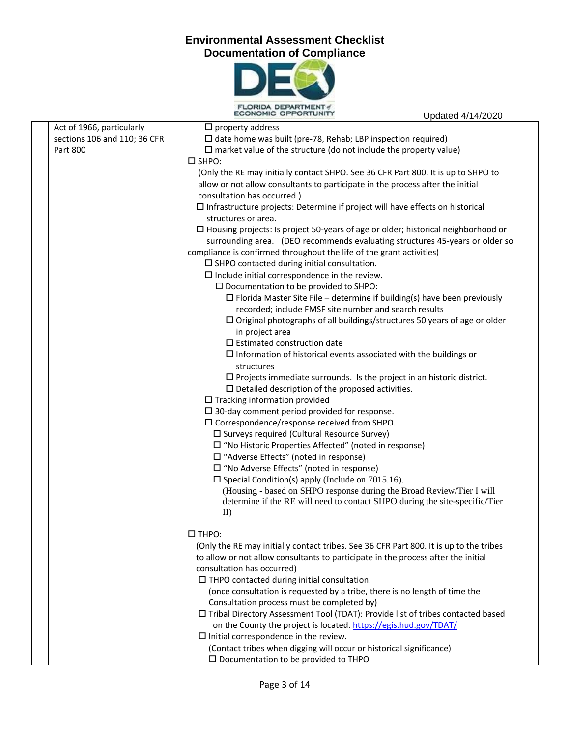# Environmental Assessment Checklist
## Documentation of Compliance

FLORIDA DEPARTMENT of ECONOMIC OPPORTUNITY

Updated 4/14/2020

| | | | |
|---|---|---|---|
| | Act of 1966, particularly sections 106 and 110; 36 CFR Part 800 | ☐ property address<br>☐ date home was built (pre-78, Rehab; LBP inspection required)<br>☐ market value of the structure (do not include the property value)<br>☐ SHPO:<br>(Only the RE may initially contact SHPO. See 36 CFR Part 800. It is up to SHPO to allow or not allow consultants to participate in the process after the initial consultation has occurred.)<br>☐ Infrastructure projects: Determine if project will have effects on historical structures or area.<br>☐ Housing projects: Is project 50-years of age or older; historical neighborhood or surrounding area. (DEO recommends evaluating structures 45-years or older so compliance is confirmed throughout the life of the grant activities)<br>☐ SHPO contacted during initial consultation.<br>☐ Include initial correspondence in the review.<br>☐ Documentation to be provided to SHPO:<br>☐ Florida Master Site File – determine if building(s) have been previously recorded; include FMSF site number and search results<br>☐ Original photographs of all buildings/structures 50 years of age or older in project area<br>☐ Estimated construction date<br>☐ Information of historical events associated with the buildings or structures<br>☐ Projects immediate surrounds. Is the project in an historic district.<br>☐ Detailed description of the proposed activities.<br>☐ Tracking information provided<br>☐ 30-day comment period provided for response.<br>☐ Correspondence/response received from SHPO.<br>☐ Surveys required (Cultural Resource Survey)<br>☐ "No Historic Properties Affected" (noted in response)<br>☐ "Adverse Effects" (noted in response)<br>☐ "No Adverse Effects" (noted in response)<br>☐ Special Condition(s) apply (Include on 7015.16).<br>(Housing - based on SHPO response during the Broad Review/Tier I will determine if the RE will need to contact SHPO during the site-specific/Tier II)<br><br>☐ THPO:<br>(Only the RE may initially contact tribes. See 36 CFR Part 800. It is up to the tribes to allow or not allow consultants to participate in the process after the initial consultation has occurred)<br>☐ THPO contacted during initial consultation.<br>(once consultation is requested by a tribe, there is no length of time the Consultation process must be completed by)<br>☐ Tribal Directory Assessment Tool (TDAT): Provide list of tribes contacted based on the County the project is located. https://egis.hud.gov/TDAT/<br>☐ Initial correspondence in the review.<br>(Contact tribes when digging will occur or historical significance)<br>☐ Documentation to be provided to THPO | |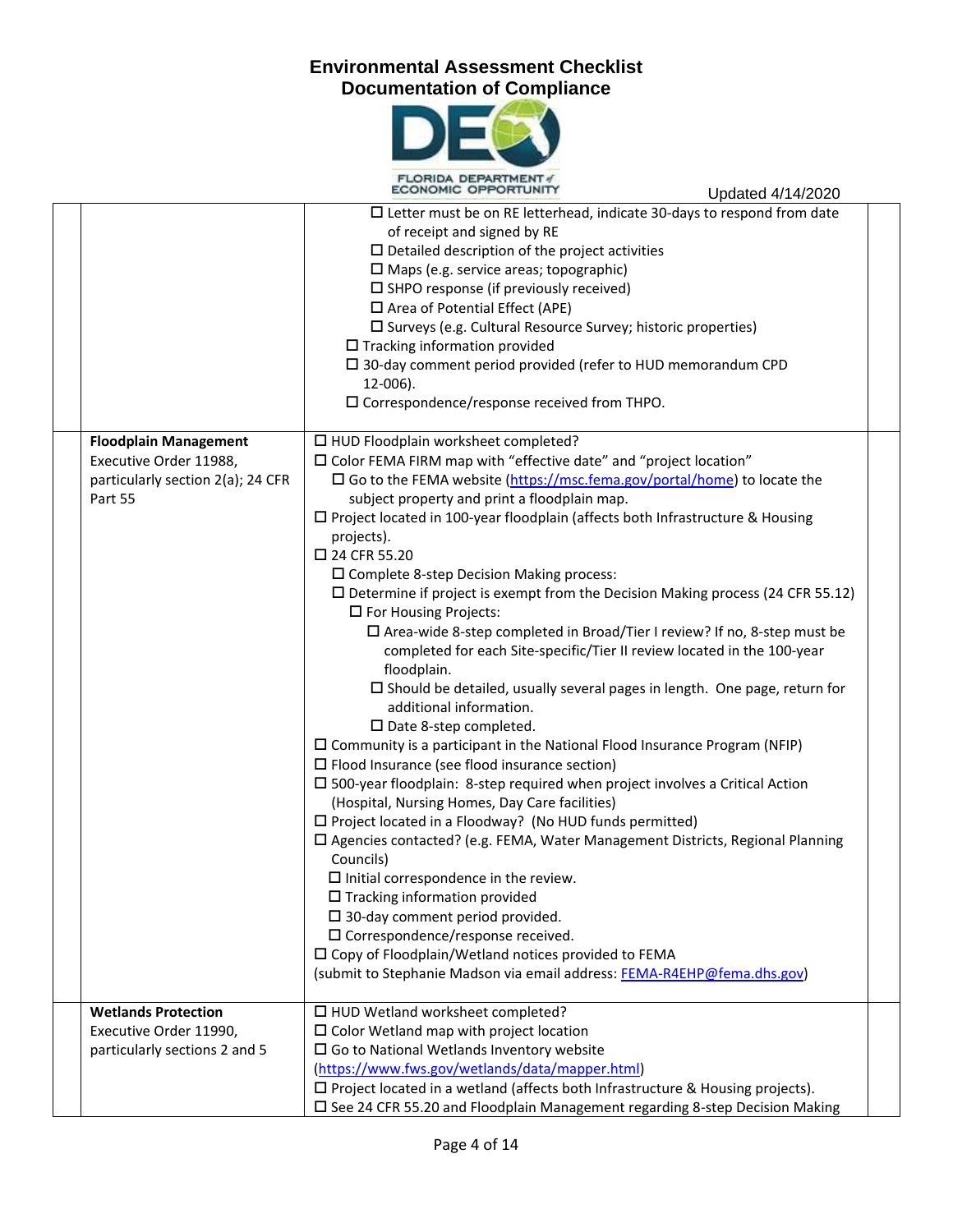# Environmental Assessment Checklist
## Documentation of Compliance

FLORIDA DEPARTMENT of ECONOMIC OPPORTUNITY

Updated 4/14/2020

| | | | |
|---|---|---|---|
| | | ☐ Letter must be on RE letterhead, indicate 30-days to respond from date of receipt and signed by RE<br>☐ Detailed description of the project activities<br>☐ Maps (e.g. service areas; topographic)<br>☐ SHPO response (if previously received)<br>☐ Area of Potential Effect (APE)<br>☐ Surveys (e.g. Cultural Resource Survey; historic properties)<br>☐ Tracking information provided<br>☐ 30-day comment period provided (refer to HUD memorandum CPD 12-006).<br>☐ Correspondence/response received from THPO. | |
| | **Floodplain Management** Executive Order 11988, particularly section 2(a); 24 CFR Part 55 | ☐ HUD Floodplain worksheet completed?<br>☐ Color FEMA FIRM map with "effective date" and "project location"<br>☐ Go to the FEMA website (https://msc.fema.gov/portal/home) to locate the subject property and print a floodplain map.<br>☐ Project located in 100-year floodplain (affects both Infrastructure & Housing projects).<br>☐ 24 CFR 55.20<br>☐ Complete 8-step Decision Making process:<br>☐ Determine if project is exempt from the Decision Making process (24 CFR 55.12)<br>☐ For Housing Projects:<br>☐ Area-wide 8-step completed in Broad/Tier I review? If no, 8-step must be completed for each Site-specific/Tier II review located in the 100-year floodplain.<br>☐ Should be detailed, usually several pages in length. One page, return for additional information.<br>☐ Date 8-step completed.<br>☐ Community is a participant in the National Flood Insurance Program (NFIP)<br>☐ Flood Insurance (see flood insurance section)<br>☐ 500-year floodplain: 8-step required when project involves a Critical Action (Hospital, Nursing Homes, Day Care facilities)<br>☐ Project located in a Floodway? (No HUD funds permitted)<br>☐ Agencies contacted? (e.g. FEMA, Water Management Districts, Regional Planning Councils)<br>☐ Initial correspondence in the review.<br>☐ Tracking information provided<br>☐ 30-day comment period provided.<br>☐ Correspondence/response received.<br>☐ Copy of Floodplain/Wetland notices provided to FEMA (submit to Stephanie Madson via email address: FEMA-R4EHP@fema.dhs.gov) | |
| | **Wetlands Protection** Executive Order 11990, particularly sections 2 and 5 | ☐ HUD Wetland worksheet completed?<br>☐ Color Wetland map with project location<br>☐ Go to National Wetlands Inventory website (https://www.fws.gov/wetlands/data/mapper.html)<br>☐ Project located in a wetland (affects both Infrastructure & Housing projects).<br>☐ See 24 CFR 55.20 and Floodplain Management regarding 8-step Decision Making | |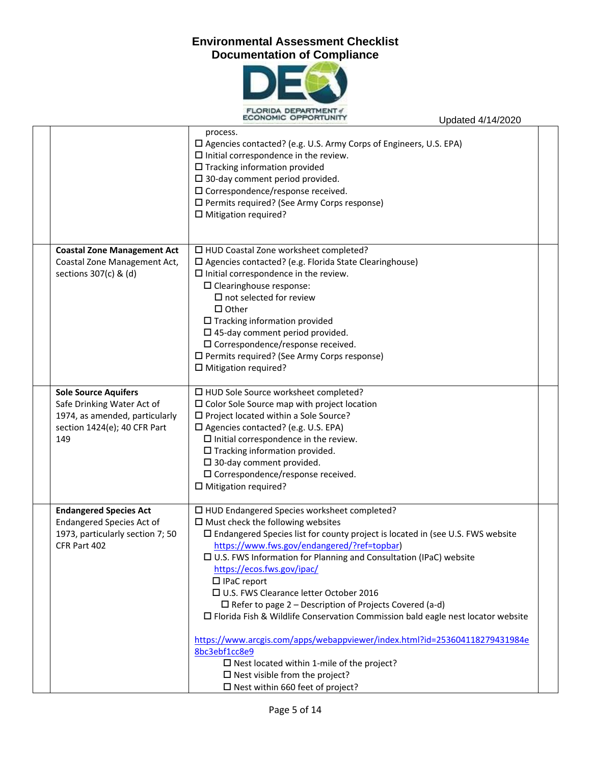| | | | |
|---|---|---|---|
| | | process.<br>☐ Agencies contacted? (e.g. U.S. Army Corps of Engineers, U.S. EPA)<br>☐ Initial correspondence in the review.<br>☐ Tracking information provided<br>☐ 30-day comment period provided.<br>☐ Correspondence/response received.<br>☐ Permits required? (See Army Corps response)<br>☐ Mitigation required? | |
| | **Coastal Zone Management Act**<br>Coastal Zone Management Act, sections 307(c) & (d) | ☐ HUD Coastal Zone worksheet completed?<br>☐ Agencies contacted? (e.g. Florida State Clearinghouse)<br>☐ Initial correspondence in the review.<br>&nbsp;&nbsp;☐ Clearinghouse response:<br>&nbsp;&nbsp;&nbsp;&nbsp;☐ not selected for review<br>&nbsp;&nbsp;&nbsp;&nbsp;☐ Other<br>&nbsp;&nbsp;☐ Tracking information provided<br>&nbsp;&nbsp;☐ 45-day comment period provided.<br>&nbsp;&nbsp;☐ Correspondence/response received.<br>☐ Permits required? (See Army Corps response)<br>☐ Mitigation required? | |
| | **Sole Source Aquifers**<br>Safe Drinking Water Act of 1974, as amended, particularly section 1424(e); 40 CFR Part 149 | ☐ HUD Sole Source worksheet completed?<br>☐ Color Sole Source map with project location<br>☐ Project located within a Sole Source?<br>☐ Agencies contacted? (e.g. U.S. EPA)<br>&nbsp;&nbsp;☐ Initial correspondence in the review.<br>&nbsp;&nbsp;☐ Tracking information provided.<br>&nbsp;&nbsp;☐ 30-day comment provided.<br>&nbsp;&nbsp;☐ Correspondence/response received.<br>☐ Mitigation required? | |
| | **Endangered Species Act**<br>Endangered Species Act of 1973, particularly section 7; 50 CFR Part 402 | ☐ HUD Endangered Species worksheet completed?<br>☐ Must check the following websites<br>&nbsp;&nbsp;☐ Endangered Species list for county project is located in (see U.S. FWS website https://www.fws.gov/endangered/?ref=topbar)<br>&nbsp;&nbsp;☐ U.S. FWS Information for Planning and Consultation (IPaC) website https://ecos.fws.gov/ipac/<br>&nbsp;&nbsp;&nbsp;&nbsp;☐ IPaC report<br>&nbsp;&nbsp;&nbsp;&nbsp;☐ U.S. FWS Clearance letter October 2016<br>&nbsp;&nbsp;&nbsp;&nbsp;&nbsp;&nbsp;☐ Refer to page 2 – Description of Projects Covered (a-d)<br>&nbsp;&nbsp;☐ Florida Fish & Wildlife Conservation Commission bald eagle nest locator website<br><br>https://www.arcgis.com/apps/webappviewer/index.html?id=253604118279431984e8bc3ebf1cc8e9<br>&nbsp;&nbsp;&nbsp;&nbsp;&nbsp;&nbsp;☐ Nest located within 1-mile of the project?<br>&nbsp;&nbsp;&nbsp;&nbsp;&nbsp;&nbsp;☐ Nest visible from the project?<br>&nbsp;&nbsp;&nbsp;&nbsp;&nbsp;&nbsp;☐ Nest within 660 feet of project? | |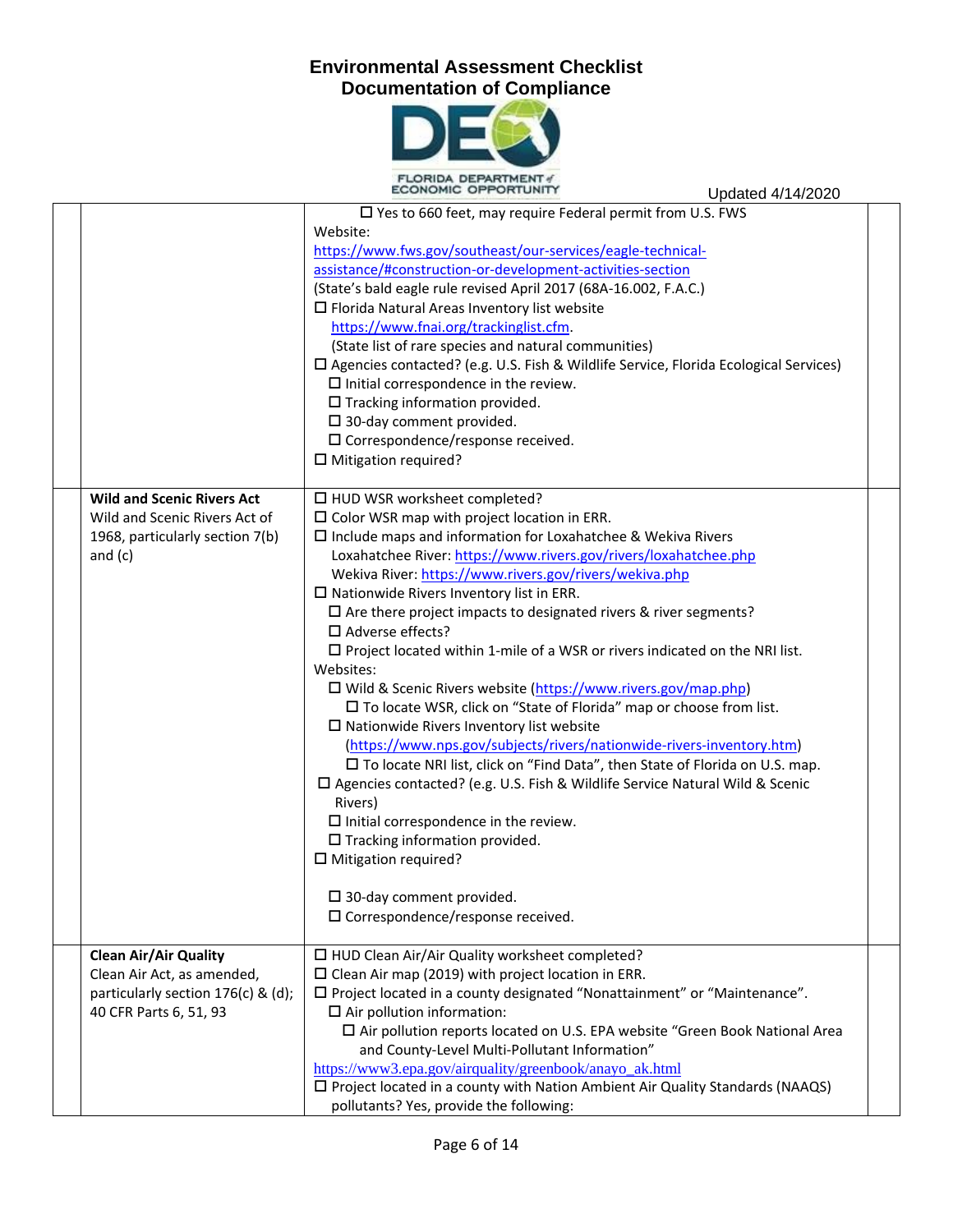| | | | |
|---|---|---|---|
| | | ☐ Yes to 660 feet, may require Federal permit from U.S. FWS<br>Website:<br>https://www.fws.gov/southeast/our-services/eagle-technical-assistance/#construction-or-development-activities-section<br>(State's bald eagle rule revised April 2017 (68A-16.002, F.A.C.)<br>☐ Florida Natural Areas Inventory list website<br>https://www.fnai.org/trackinglist.cfm.<br>(State list of rare species and natural communities)<br>☐ Agencies contacted? (e.g. U.S. Fish & Wildlife Service, Florida Ecological Services)<br>☐ Initial correspondence in the review.<br>☐ Tracking information provided.<br>☐ 30-day comment provided.<br>☐ Correspondence/response received.<br>☐ Mitigation required? | |
| | **Wild and Scenic Rivers Act**<br>Wild and Scenic Rivers Act of 1968, particularly section 7(b) and (c) | ☐ HUD WSR worksheet completed?<br>☐ Color WSR map with project location in ERR.<br>☐ Include maps and information for Loxahatchee & Wekiva Rivers<br>Loxahatchee River: https://www.rivers.gov/rivers/loxahatchee.php<br>Wekiva River: https://www.rivers.gov/rivers/wekiva.php<br>☐ Nationwide Rivers Inventory list in ERR.<br>☐ Are there project impacts to designated rivers & river segments?<br>☐ Adverse effects?<br>☐ Project located within 1-mile of a WSR or rivers indicated on the NRI list.<br>Websites:<br>☐ Wild & Scenic Rivers website (https://www.rivers.gov/map.php)<br>☐ To locate WSR, click on "State of Florida" map or choose from list.<br>☐ Nationwide Rivers Inventory list website (https://www.nps.gov/subjects/rivers/nationwide-rivers-inventory.htm)<br>☐ To locate NRI list, click on "Find Data", then State of Florida on U.S. map.<br>☐ Agencies contacted? (e.g. U.S. Fish & Wildlife Service Natural Wild & Scenic Rivers)<br>☐ Initial correspondence in the review.<br>☐ Tracking information provided.<br>☐ Mitigation required?<br><br>☐ 30-day comment provided.<br>☐ Correspondence/response received. | |
| | **Clean Air/Air Quality**<br>Clean Air Act, as amended, particularly section 176(c) & (d); 40 CFR Parts 6, 51, 93 | ☐ HUD Clean Air/Air Quality worksheet completed?<br>☐ Clean Air map (2019) with project location in ERR.<br>☐ Project located in a county designated "Nonattainment" or "Maintenance".<br>☐ Air pollution information:<br>☐ Air pollution reports located on U.S. EPA website "Green Book National Area and County-Level Multi-Pollutant Information"<br>https://www3.epa.gov/airquality/greenbook/anayo_ak.html<br>☐ Project located in a county with Nation Ambient Air Quality Standards (NAAQS) pollutants? Yes, provide the following: | |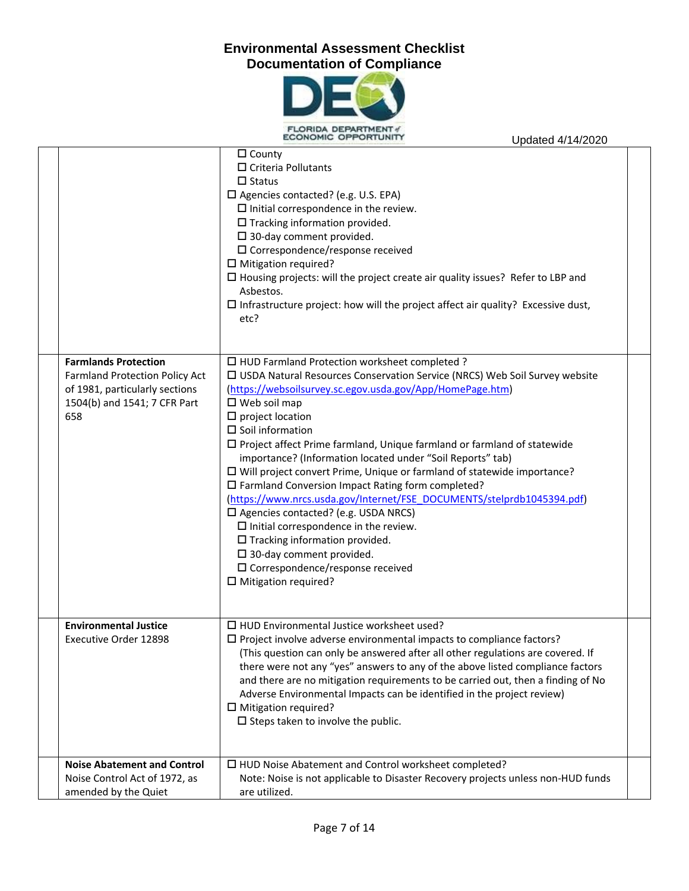# Environmental Assessment Checklist
# Documentation of Compliance

FLORIDA DEPARTMENT of ECONOMIC OPPORTUNITY

Updated 4/14/2020

| | | | |
|---|---|---|---|
| | | ☐ County<br>☐ Criteria Pollutants<br>☐ Status<br>☐ Agencies contacted? (e.g. U.S. EPA)<br>☐ Initial correspondence in the review.<br>☐ Tracking information provided.<br>☐ 30-day comment provided.<br>☐ Correspondence/response received<br>☐ Mitigation required?<br>☐ Housing projects: will the project create air quality issues? Refer to LBP and Asbestos.<br>☐ Infrastructure project: how will the project affect air quality? Excessive dust, etc? | |
| | **Farmlands Protection**<br>Farmland Protection Policy Act of 1981, particularly sections 1504(b) and 1541; 7 CFR Part 658 | ☐ HUD Farmland Protection worksheet completed ?<br>☐ USDA Natural Resources Conservation Service (NRCS) Web Soil Survey website (https://websoilsurvey.sc.egov.usda.gov/App/HomePage.htm)<br>☐ Web soil map<br>☐ project location<br>☐ Soil information<br>☐ Project affect Prime farmland, Unique farmland or farmland of statewide importance? (Information located under "Soil Reports" tab)<br>☐ Will project convert Prime, Unique or farmland of statewide importance?<br>☐ Farmland Conversion Impact Rating form completed? (https://www.nrcs.usda.gov/Internet/FSE_DOCUMENTS/stelprdb1045394.pdf)<br>☐ Agencies contacted? (e.g. USDA NRCS)<br>☐ Initial correspondence in the review.<br>☐ Tracking information provided.<br>☐ 30-day comment provided.<br>☐ Correspondence/response received<br>☐ Mitigation required? | |
| | **Environmental Justice**<br>Executive Order 12898 | ☐ HUD Environmental Justice worksheet used?<br>☐ Project involve adverse environmental impacts to compliance factors? (This question can only be answered after all other regulations are covered. If there were not any "yes" answers to any of the above listed compliance factors and there are no mitigation requirements to be carried out, then a finding of No Adverse Environmental Impacts can be identified in the project review)<br>☐ Mitigation required?<br>☐ Steps taken to involve the public. | |
| | **Noise Abatement and Control**<br>Noise Control Act of 1972, as amended by the Quiet | ☐ HUD Noise Abatement and Control worksheet completed?<br>Note: Noise is not applicable to Disaster Recovery projects unless non-HUD funds are utilized. | |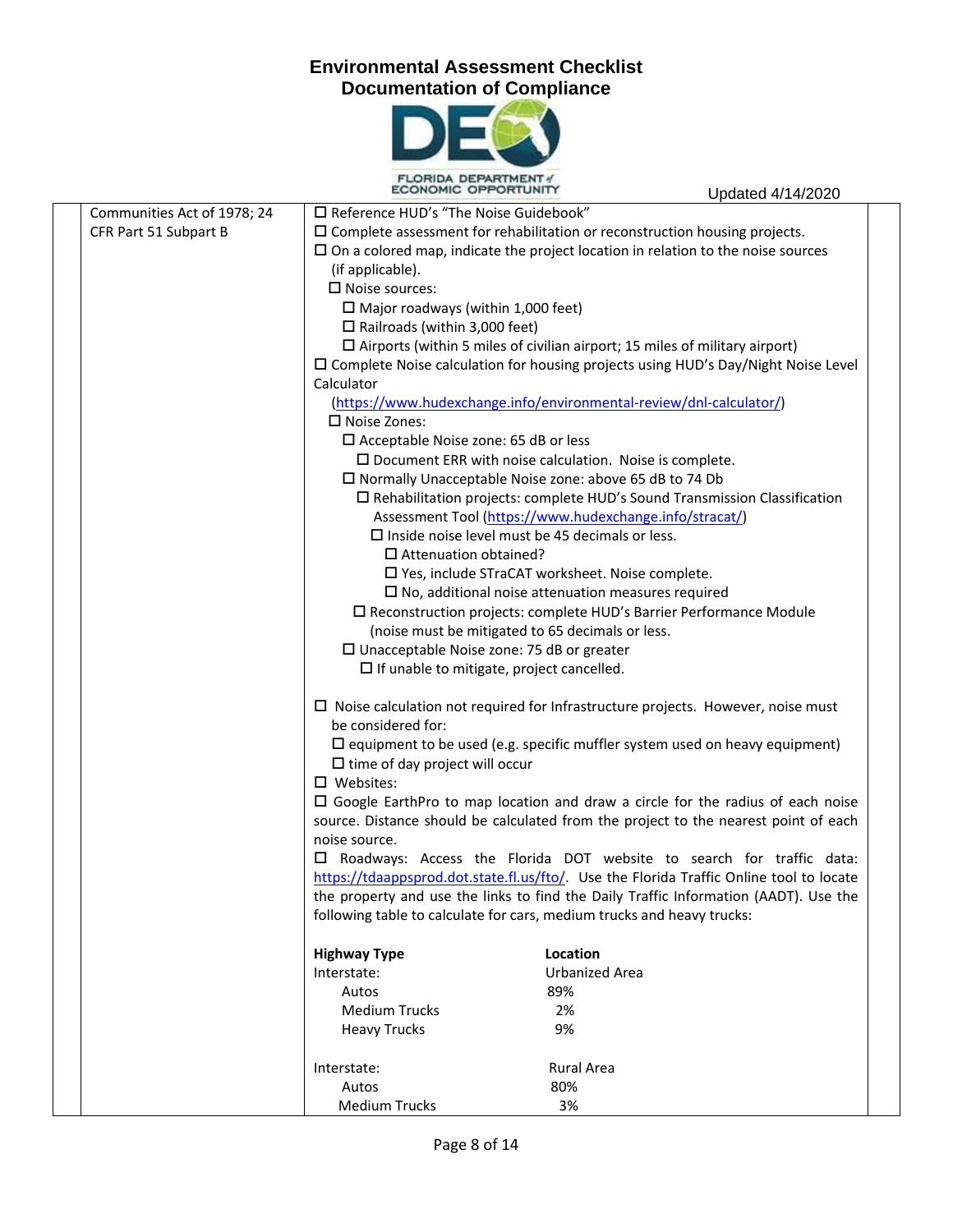| | | | |
|---|---|---|---|
| | Communities Act of 1978; 24 CFR Part 51 Subpart B | ☐ Reference HUD's "The Noise Guidebook"<br>☐ Complete assessment for rehabilitation or reconstruction housing projects.<br>☐ On a colored map, indicate the project location in relation to the noise sources (if applicable).<br>☐ Noise sources:<br>☐ Major roadways (within 1,000 feet)<br>☐ Railroads (within 3,000 feet)<br>☐ Airports (within 5 miles of civilian airport; 15 miles of military airport)<br>☐ Complete Noise calculation for housing projects using HUD's Day/Night Noise Level Calculator (https://www.hudexchange.info/environmental-review/dnl-calculator/)<br>☐ Noise Zones:<br>☐ Acceptable Noise zone: 65 dB or less<br>☐ Document ERR with noise calculation. Noise is complete.<br>☐ Normally Unacceptable Noise zone: above 65 dB to 74 Db<br>☐ Rehabilitation projects: complete HUD's Sound Transmission Classification Assessment Tool (https://www.hudexchange.info/stracat/)<br>☐ Inside noise level must be 45 decimals or less.<br>☐ Attenuation obtained?<br>☐ Yes, include STraCAT worksheet. Noise complete.<br>☐ No, additional noise attenuation measures required<br>☐ Reconstruction projects: complete HUD's Barrier Performance Module (noise must be mitigated to 65 decimals or less.<br>☐ Unacceptable Noise zone: 75 dB or greater<br>☐ If unable to mitigate, project cancelled.<br><br>☐ Noise calculation not required for Infrastructure projects. However, noise must be considered for:<br>☐ equipment to be used (e.g. specific muffler system used on heavy equipment)<br>☐ time of day project will occur<br>☐ Websites:<br>☐ Google EarthPro to map location and draw a circle for the radius of each noise source. Distance should be calculated from the project to the nearest point of each noise source.<br>☐ Roadways: Access the Florida DOT website to search for traffic data: https://tdaappsprod.dot.state.fl.us/fto/. Use the Florida Traffic Online tool to locate the property and use the links to find the Daily Traffic Information (AADT). Use the following table to calculate for cars, medium trucks and heavy trucks:<br><br>**Highway Type** / **Location**<br>Interstate: Urbanized Area<br>Autos 89%<br>Medium Trucks 2%<br>Heavy Trucks 9%<br><br>Interstate: Rural Area<br>Autos 80%<br>Medium Trucks 3% | |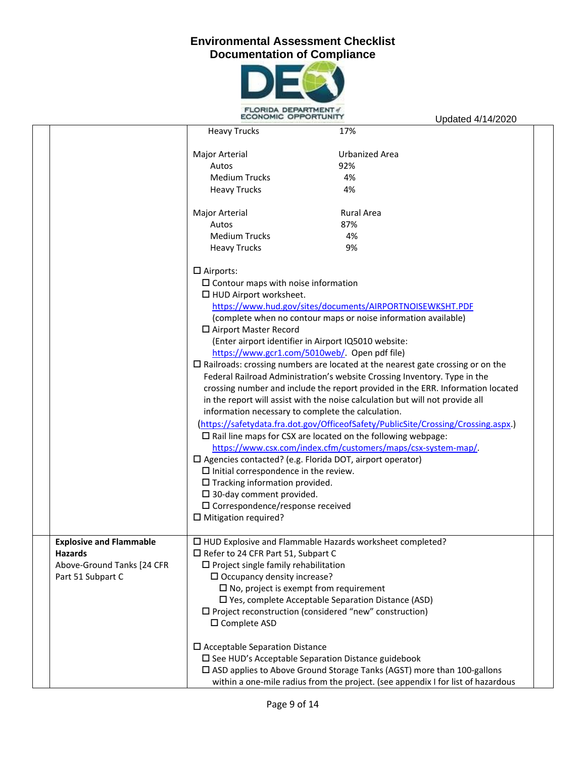| | | | |
|---|---|---|---|
| | | Heavy Trucks 17%<br><br>Major Arterial Urbanized Area<br>Autos 92%<br>Medium Trucks 4%<br>Heavy Trucks 4%<br><br>Major Arterial Rural Area<br>Autos 87%<br>Medium Trucks 4%<br>Heavy Trucks 9%<br><br>☐ Airports:<br>☐ Contour maps with noise information<br>☐ HUD Airport worksheet. https://www.hud.gov/sites/documents/AIRPORTNOISEWKSHT.PDF (complete when no contour maps or noise information available)<br>☐ Airport Master Record (Enter airport identifier in Airport IQ5010 website: https://www.gcr1.com/5010web/. Open pdf file)<br>☐ Railroads: crossing numbers are located at the nearest gate crossing or on the Federal Railroad Administration's website Crossing Inventory. Type in the crossing number and include the report provided in the ERR. Information located in the report will assist with the noise calculation but will not provide all information necessary to complete the calculation. (https://safetydata.fra.dot.gov/OfficeofSafety/PublicSite/Crossing/Crossing.aspx.)<br>☐ Rail line maps for CSX are located on the following webpage: https://www.csx.com/index.cfm/customers/maps/csx-system-map/.<br>☐ Agencies contacted? (e.g. Florida DOT, airport operator)<br>☐ Initial correspondence in the review.<br>☐ Tracking information provided.<br>☐ 30-day comment provided.<br>☐ Correspondence/response received<br>☐ Mitigation required? | |
| | **Explosive and Flammable Hazards**<br>Above-Ground Tanks [24 CFR Part 51 Subpart C | ☐ HUD Explosive and Flammable Hazards worksheet completed?<br>☐ Refer to 24 CFR Part 51, Subpart C<br>☐ Project single family rehabilitation<br>☐ Occupancy density increase?<br>☐ No, project is exempt from requirement<br>☐ Yes, complete Acceptable Separation Distance (ASD)<br>☐ Project reconstruction (considered "new" construction)<br>☐ Complete ASD<br><br>☐ Acceptable Separation Distance<br>☐ See HUD's Acceptable Separation Distance guidebook<br>☐ ASD applies to Above Ground Storage Tanks (AGST) more than 100-gallons within a one-mile radius from the project. (see appendix I for list of hazardous | |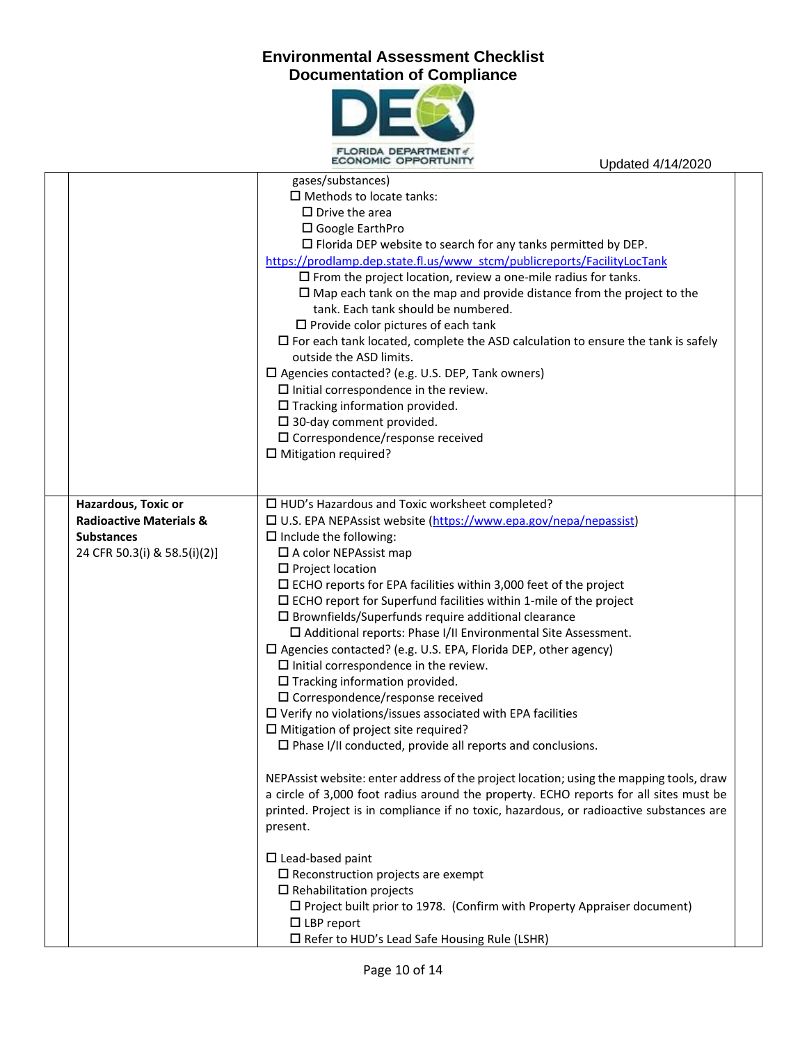| | | | |
|---|---|---|---|
| | | gases/substances)<br>☐ Methods to locate tanks:<br>☐ Drive the area<br>☐ Google EarthPro<br>☐ Florida DEP website to search for any tanks permitted by DEP. https://prodlamp.dep.state.fl.us/www_stcm/publicreports/FacilityLocTank<br>☐ From the project location, review a one-mile radius for tanks.<br>☐ Map each tank on the map and provide distance from the project to the tank. Each tank should be numbered.<br>☐ Provide color pictures of each tank<br>☐ For each tank located, complete the ASD calculation to ensure the tank is safely outside the ASD limits.<br>☐ Agencies contacted? (e.g. U.S. DEP, Tank owners)<br>☐ Initial correspondence in the review.<br>☐ Tracking information provided.<br>☐ 30-day comment provided.<br>☐ Correspondence/response received<br>☐ Mitigation required? | |
| | **Hazardous, Toxic or Radioactive Materials & Substances** 24 CFR 50.3(i) & 58.5(i)(2)] | ☐ HUD's Hazardous and Toxic worksheet completed?<br>☐ U.S. EPA NEPAssist website (https://www.epa.gov/nepa/nepassist)<br>☐ Include the following:<br>☐ A color NEPAssist map<br>☐ Project location<br>☐ ECHO reports for EPA facilities within 3,000 feet of the project<br>☐ ECHO report for Superfund facilities within 1-mile of the project<br>☐ Brownfields/Superfunds require additional clearance<br>☐ Additional reports: Phase I/II Environmental Site Assessment.<br>☐ Agencies contacted? (e.g. U.S. EPA, Florida DEP, other agency)<br>☐ Initial correspondence in the review.<br>☐ Tracking information provided.<br>☐ Correspondence/response received<br>☐ Verify no violations/issues associated with EPA facilities<br>☐ Mitigation of project site required?<br>☐ Phase I/II conducted, provide all reports and conclusions.<br><br>NEPAssist website: enter address of the project location; using the mapping tools, draw a circle of 3,000 foot radius around the property. ECHO reports for all sites must be printed. Project is in compliance if no toxic, hazardous, or radioactive substances are present.<br><br>☐ Lead-based paint<br>☐ Reconstruction projects are exempt<br>☐ Rehabilitation projects<br>☐ Project built prior to 1978. (Confirm with Property Appraiser document)<br>☐ LBP report<br>☐ Refer to HUD's Lead Safe Housing Rule (LSHR) | |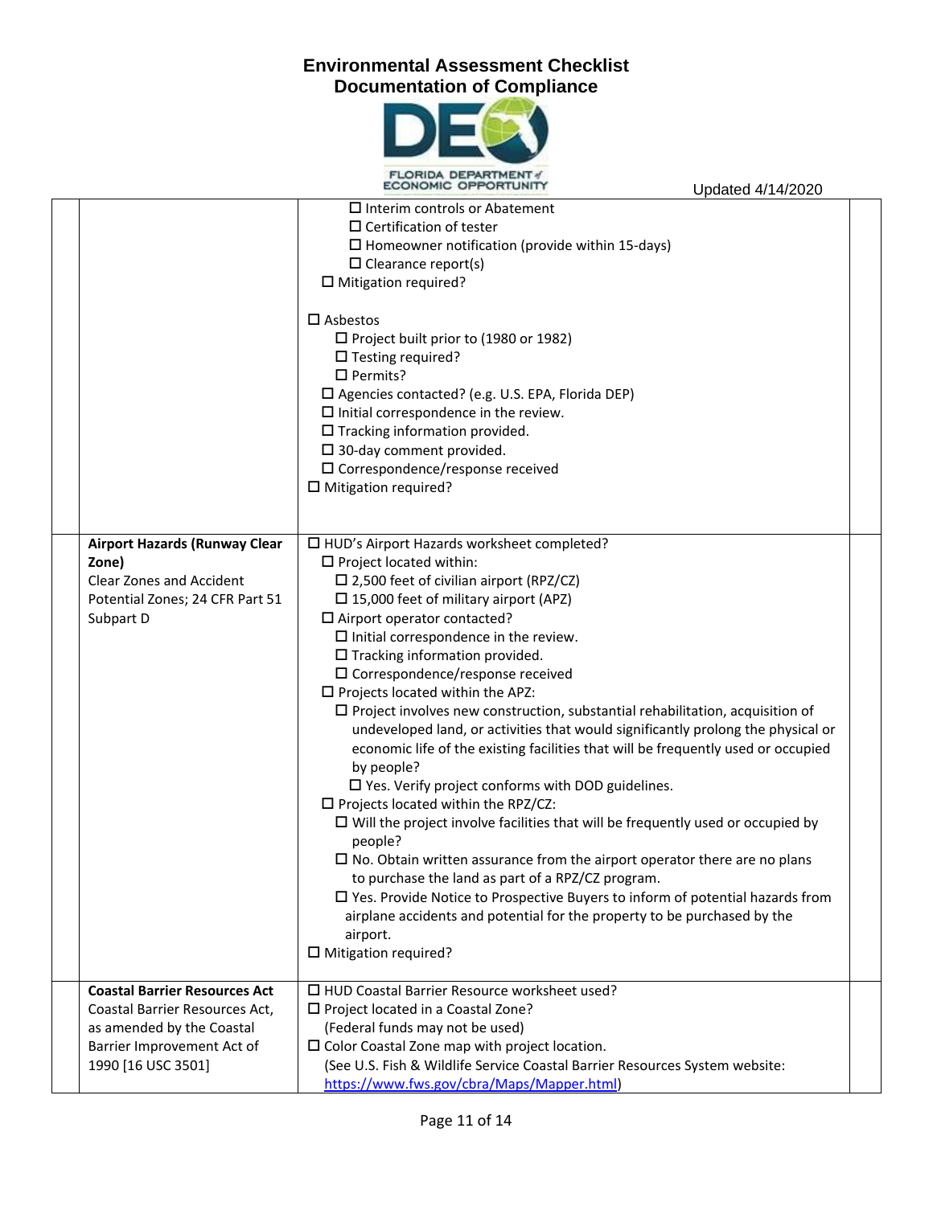| | | | |
|---|---|---|---|
| | | ☐ Interim controls or Abatement<br>☐ Certification of tester<br>☐ Homeowner notification (provide within 15-days)<br>☐ Clearance report(s)<br>☐ Mitigation required?<br><br>☐ Asbestos<br>☐ Project built prior to (1980 or 1982)<br>☐ Testing required?<br>☐ Permits?<br>☐ Agencies contacted? (e.g. U.S. EPA, Florida DEP)<br>☐ Initial correspondence in the review.<br>☐ Tracking information provided.<br>☐ 30-day comment provided.<br>☐ Correspondence/response received<br>☐ Mitigation required? | |
| | **Airport Hazards (Runway Clear Zone)**<br>Clear Zones and Accident Potential Zones; 24 CFR Part 51 Subpart D | ☐ HUD's Airport Hazards worksheet completed?<br>☐ Project located within:<br>☐ 2,500 feet of civilian airport (RPZ/CZ)<br>☐ 15,000 feet of military airport (APZ)<br>☐ Airport operator contacted?<br>☐ Initial correspondence in the review.<br>☐ Tracking information provided.<br>☐ Correspondence/response received<br>☐ Projects located within the APZ:<br>☐ Project involves new construction, substantial rehabilitation, acquisition of undeveloped land, or activities that would significantly prolong the physical or economic life of the existing facilities that will be frequently used or occupied by people?<br>☐ Yes. Verify project conforms with DOD guidelines.<br>☐ Projects located within the RPZ/CZ:<br>☐ Will the project involve facilities that will be frequently used or occupied by people?<br>☐ No. Obtain written assurance from the airport operator there are no plans to purchase the land as part of a RPZ/CZ program.<br>☐ Yes. Provide Notice to Prospective Buyers to inform of potential hazards from airplane accidents and potential for the property to be purchased by the airport.<br>☐ Mitigation required? | |
| | **Coastal Barrier Resources Act**<br>Coastal Barrier Resources Act, as amended by the Coastal Barrier Improvement Act of 1990 [16 USC 3501] | ☐ HUD Coastal Barrier Resource worksheet used?<br>☐ Project located in a Coastal Zone?<br>(Federal funds may not be used)<br>☐ Color Coastal Zone map with project location.<br>(See U.S. Fish & Wildlife Service Coastal Barrier Resources System website: https://www.fws.gov/cbra/Maps/Mapper.html) | |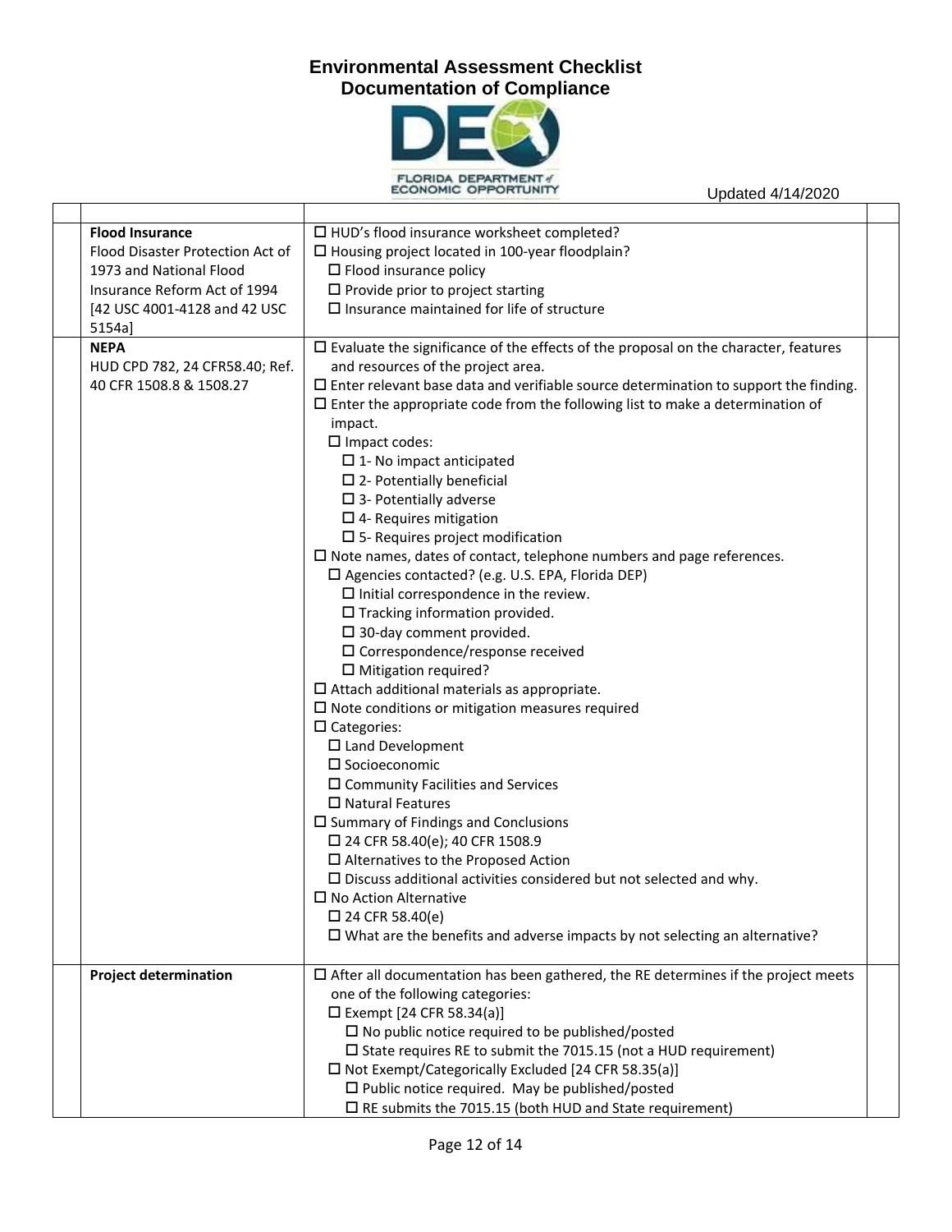# Environmental Assessment Checklist
## Documentation of Compliance

Updated 4/14/2020

| | | | |
|---|---|---|---|
| | **Flood Insurance**<br>Flood Disaster Protection Act of 1973 and National Flood Insurance Reform Act of 1994 [42 USC 4001-4128 and 42 USC 5154a] | ☐ HUD's flood insurance worksheet completed?<br>☐ Housing project located in 100-year floodplain?<br>☐ Flood insurance policy<br>☐ Provide prior to project starting<br>☐ Insurance maintained for life of structure | |
| | **NEPA**<br>HUD CPD 782, 24 CFR58.40; Ref. 40 CFR 1508.8 & 1508.27 | ☐ Evaluate the significance of the effects of the proposal on the character, features and resources of the project area.<br>☐ Enter relevant base data and verifiable source determination to support the finding.<br>☐ Enter the appropriate code from the following list to make a determination of impact.<br>☐ Impact codes:<br>☐ 1- No impact anticipated<br>☐ 2- Potentially beneficial<br>☐ 3- Potentially adverse<br>☐ 4- Requires mitigation<br>☐ 5- Requires project modification<br>☐ Note names, dates of contact, telephone numbers and page references.<br>☐ Agencies contacted? (e.g. U.S. EPA, Florida DEP)<br>☐ Initial correspondence in the review.<br>☐ Tracking information provided.<br>☐ 30-day comment provided.<br>☐ Correspondence/response received<br>☐ Mitigation required?<br>☐ Attach additional materials as appropriate.<br>☐ Note conditions or mitigation measures required<br>☐ Categories:<br>☐ Land Development<br>☐ Socioeconomic<br>☐ Community Facilities and Services<br>☐ Natural Features<br>☐ Summary of Findings and Conclusions<br>☐ 24 CFR 58.40(e); 40 CFR 1508.9<br>☐ Alternatives to the Proposed Action<br>☐ Discuss additional activities considered but not selected and why.<br>☐ No Action Alternative<br>☐ 24 CFR 58.40(e)<br>☐ What are the benefits and adverse impacts by not selecting an alternative? | |
| | **Project determination** | ☐ After all documentation has been gathered, the RE determines if the project meets one of the following categories:<br>☐ Exempt [24 CFR 58.34(a)]<br>☐ No public notice required to be published/posted<br>☐ State requires RE to submit the 7015.15 (not a HUD requirement)<br>☐ Not Exempt/Categorically Excluded [24 CFR 58.35(a)]<br>☐ Public notice required. May be published/posted<br>☐ RE submits the 7015.15 (both HUD and State requirement) | |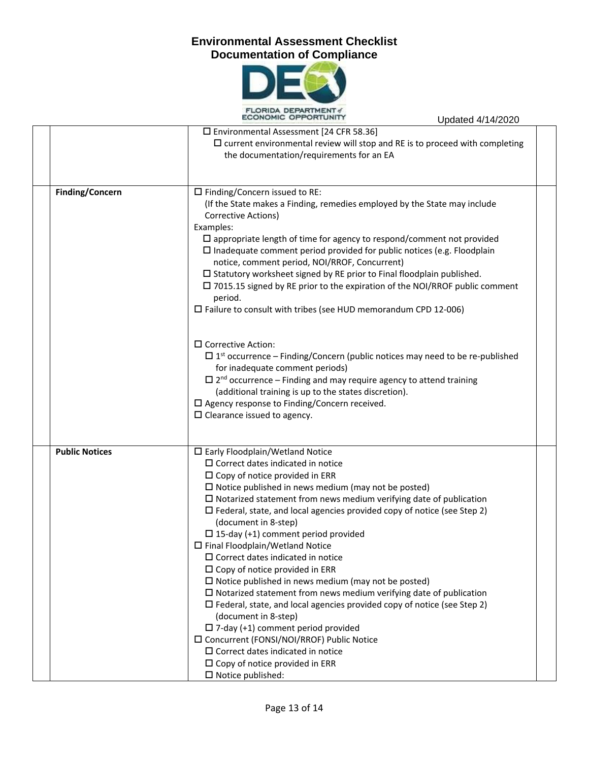| | | | |
|---|---|---|---|
| | | ☐ Environmental Assessment [24 CFR 58.36]<br>☐ current environmental review will stop and RE is to proceed with completing the documentation/requirements for an EA | |
| | **Finding/Concern** | ☐ Finding/Concern issued to RE:<br>(If the State makes a Finding, remedies employed by the State may include Corrective Actions)<br>Examples:<br>☐ appropriate length of time for agency to respond/comment not provided<br>☐ Inadequate comment period provided for public notices (e.g. Floodplain notice, comment period, NOI/RROF, Concurrent)<br>☐ Statutory worksheet signed by RE prior to Final floodplain published.<br>☐ 7015.15 signed by RE prior to the expiration of the NOI/RROF public comment period.<br>☐ Failure to consult with tribes (see HUD memorandum CPD 12-006)<br><br>☐ Corrective Action:<br>☐ 1st occurrence – Finding/Concern (public notices may need to be re-published for inadequate comment periods)<br>☐ 2nd occurrence – Finding and may require agency to attend training (additional training is up to the states discretion).<br>☐ Agency response to Finding/Concern received.<br>☐ Clearance issued to agency. | |
| | **Public Notices** | ☐ Early Floodplain/Wetland Notice<br>☐ Correct dates indicated in notice<br>☐ Copy of notice provided in ERR<br>☐ Notice published in news medium (may not be posted)<br>☐ Notarized statement from news medium verifying date of publication<br>☐ Federal, state, and local agencies provided copy of notice (see Step 2) (document in 8-step)<br>☐ 15-day (+1) comment period provided<br>☐ Final Floodplain/Wetland Notice<br>☐ Correct dates indicated in notice<br>☐ Copy of notice provided in ERR<br>☐ Notice published in news medium (may not be posted)<br>☐ Notarized statement from news medium verifying date of publication<br>☐ Federal, state, and local agencies provided copy of notice (see Step 2) (document in 8-step)<br>☐ 7-day (+1) comment period provided<br>☐ Concurrent (FONSI/NOI/RROF) Public Notice<br>☐ Correct dates indicated in notice<br>☐ Copy of notice provided in ERR<br>☐ Notice published: | |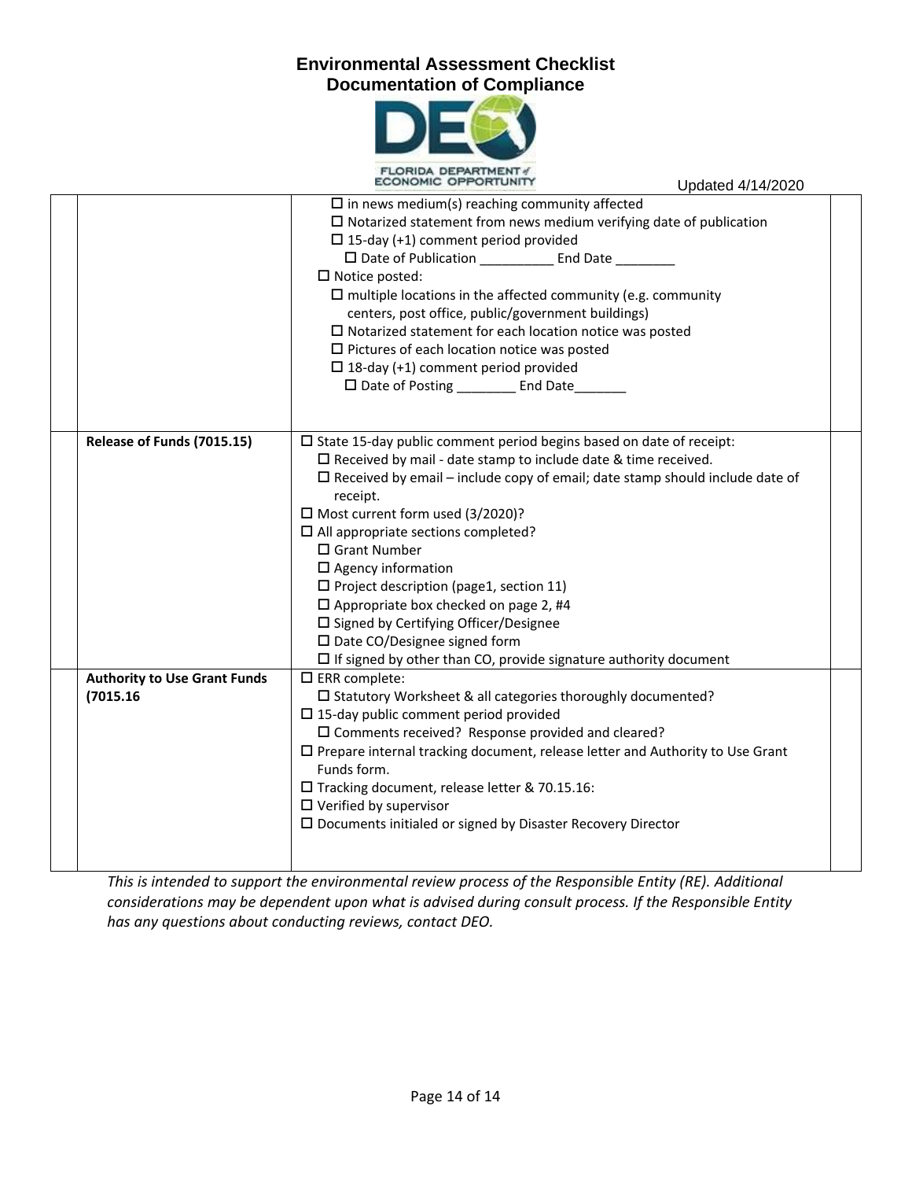# Environmental Assessment Checklist
# Documentation of Compliance

FLORIDA DEPARTMENT of ECONOMIC OPPORTUNITY

Updated 4/14/2020

| | | | |
|---|---|---|---|
| | | ☐ in news medium(s) reaching community affected<br>☐ Notarized statement from news medium verifying date of publication<br>☐ 15-day (+1) comment period provided<br>☐ Date of Publication __________ End Date ________<br>☐ Notice posted:<br>☐ multiple locations in the affected community (e.g. community centers, post office, public/government buildings)<br>☐ Notarized statement for each location notice was posted<br>☐ Pictures of each location notice was posted<br>☐ 18-day (+1) comment period provided<br>☐ Date of Posting ________ End Date_______ | |
| | **Release of Funds (7015.15)** | ☐ State 15-day public comment period begins based on date of receipt:<br>☐ Received by mail - date stamp to include date & time received.<br>☐ Received by email – include copy of email; date stamp should include date of receipt.<br>☐ Most current form used (3/2020)?<br>☐ All appropriate sections completed?<br>☐ Grant Number<br>☐ Agency information<br>☐ Project description (page1, section 11)<br>☐ Appropriate box checked on page 2, #4<br>☐ Signed by Certifying Officer/Designee<br>☐ Date CO/Designee signed form<br>☐ If signed by other than CO, provide signature authority document | |
| | **Authority to Use Grant Funds (7015.16** | ☐ ERR complete:<br>☐ Statutory Worksheet & all categories thoroughly documented?<br>☐ 15-day public comment period provided<br>☐ Comments received? Response provided and cleared?<br>☐ Prepare internal tracking document, release letter and Authority to Use Grant Funds form.<br>☐ Tracking document, release letter & 70.15.16:<br>☐ Verified by supervisor<br>☐ Documents initialed or signed by Disaster Recovery Director | |

*This is intended to support the environmental review process of the Responsible Entity (RE). Additional considerations may be dependent upon what is advised during consult process. If the Responsible Entity has any questions about conducting reviews, contact DEO.*